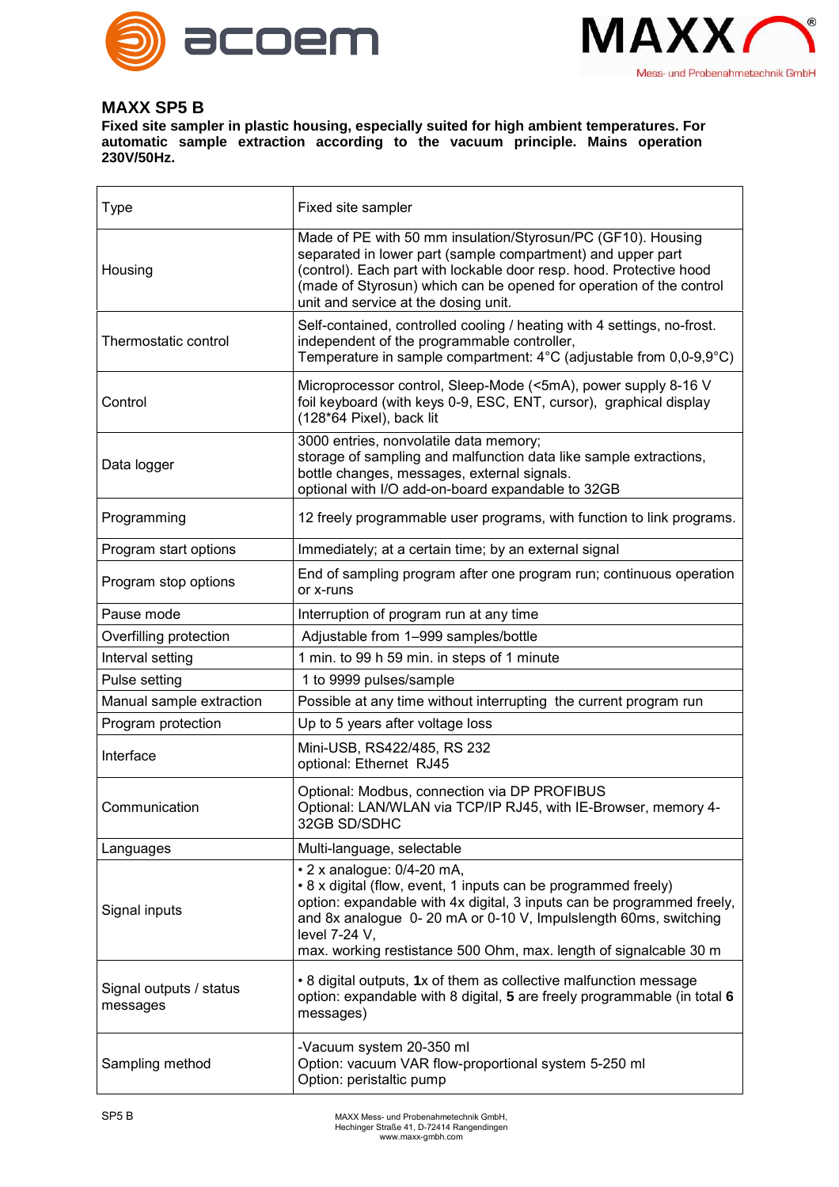## MAXX SP5 B

**Fixed site sampler in plastic housing, especially suited for high ambient temperatures. For automatic sample extraction according to the vacuum principle. Mains operation 230V/50Hz.**

| Type | Fixed site sampler |
|---|---|
| Housing | Made of PE with 50 mm insulation/Styrosun/PC (GF10). Housing separated in lower part (sample compartment) and upper part (control). Each part with lockable door resp. hood. Protective hood (made of Styrosun) which can be opened for operation of the control unit and service at the dosing unit. |
| Thermostatic control | Self-contained, controlled cooling / heating with 4 settings, no-frost. independent of the programmable controller, Temperature in sample compartment: 4°C (adjustable from 0,0-9,9°C) |
| Control | Microprocessor control, Sleep-Mode (<5mA), power supply 8-16 V foil keyboard (with keys 0-9, ESC, ENT, cursor), graphical display (128*64 Pixel), back lit |
| Data logger | 3000 entries, nonvolatile data memory; storage of sampling and malfunction data like sample extractions, bottle changes, messages, external signals. optional with I/O add-on-board expandable to 32GB |
| Programming | 12 freely programmable user programs, with function to link programs. |
| Program start options | Immediately; at a certain time; by an external signal |
| Program stop options | End of sampling program after one program run; continuous operation or x-runs |
| Pause mode | Interruption of program run at any time |
| Overfilling protection | Adjustable from 1–999 samples/bottle |
| Interval setting | 1 min. to 99 h 59 min. in steps of 1 minute |
| Pulse setting | 1 to 9999 pulses/sample |
| Manual sample extraction | Possible at any time without interrupting the current program run |
| Program protection | Up to 5 years after voltage loss |
| Interface | Mini-USB, RS422/485, RS 232<br>optional: Ethernet RJ45 |
| Communication | Optional: Modbus, connection via DP PROFIBUS<br>Optional: LAN/WLAN via TCP/IP RJ45, with IE-Browser, memory 4-32GB SD/SDHC |
| Languages | Multi-language, selectable |
| Signal inputs | • 2 x analogue: 0/4-20 mA,<br>• 8 x digital (flow, event, 1 inputs can be programmed freely)<br>option: expandable with 4x digital, 3 inputs can be programmed freely, and 8x analogue 0- 20 mA or 0-10 V, Impulslength 60ms, switching level 7-24 V,<br>max. working restistance 500 Ohm, max. length of signalcable 30 m |
| Signal outputs / status messages | • 8 digital outputs, **1**x of them as collective malfunction message<br>option: expandable with 8 digital, **5** are freely programmable (in total **6** messages) |
| Sampling method | -Vacuum system 20-350 ml<br>Option: vacuum VAR flow-proportional system 5-250 ml<br>Option: peristaltic pump |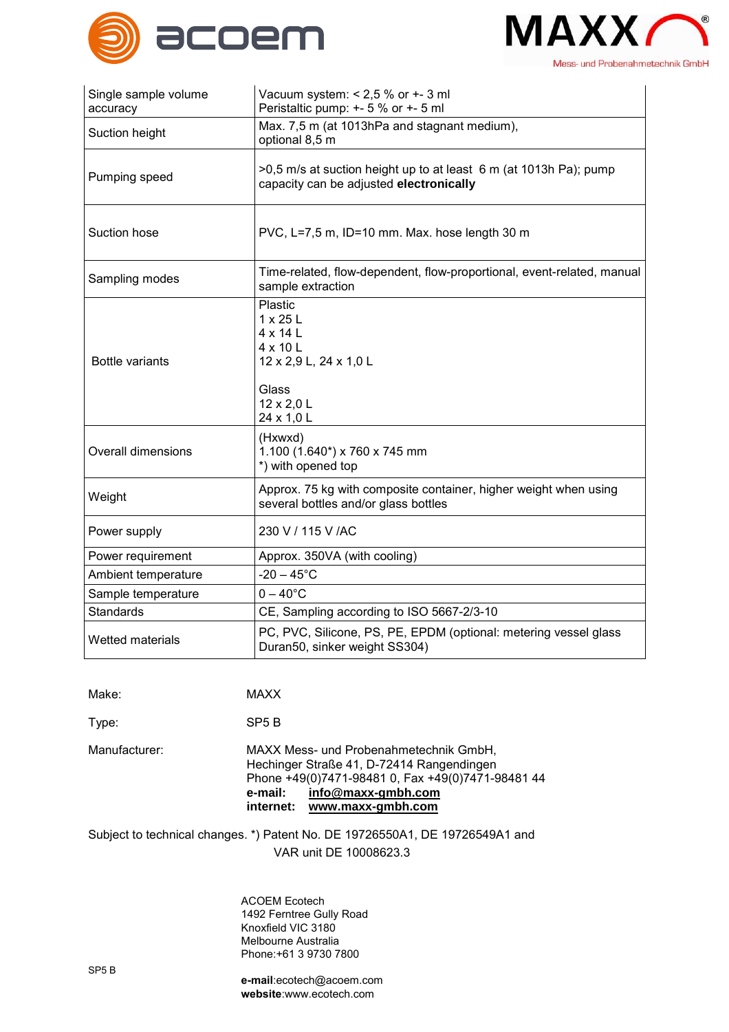| | |
|---|---|
| Single sample volume accuracy | Vacuum system: < 2,5 % or +- 3 ml<br>Peristaltic pump: +- 5 % or +- 5 ml |
| Suction height | Max. 7,5 m (at 1013hPa and stagnant medium), optional 8,5 m |
| Pumping speed | >0,5 m/s at suction height up to at least 6 m (at 1013h Pa); pump capacity can be adjusted **electronically** |
| Suction hose | PVC, L=7,5 m, ID=10 mm. Max. hose length 30 m |
| Sampling modes | Time-related, flow-dependent, flow-proportional, event-related, manual sample extraction |
| Bottle variants | Plastic<br>1 x 25 L<br>4 x 14 L<br>4 x 10 L<br>12 x 2,9 L, 24 x 1,0 L<br><br>Glass<br>12 x 2,0 L<br>24 x 1,0 L |
| Overall dimensions | (Hxwxd)<br>1.100 (1.640*) x 760 x 745 mm<br>*) with opened top |
| Weight | Approx. 75 kg with composite container, higher weight when using several bottles and/or glass bottles |
| Power supply | 230 V / 115 V /AC |
| Power requirement | Approx. 350VA (with cooling) |
| Ambient temperature | -20 – 45°C |
| Sample temperature | 0 – 40°C |
| Standards | CE, Sampling according to ISO 5667-2/3-10 |
| Wetted materials | PC, PVC, Silicone, PS, PE, EPDM (optional: metering vessel glass Duran50, sinker weight SS304) |

Make: MAXX

Type: SP5 B

Manufacturer: MAXX Mess- und Probenahmetechnik GmbH,
Hechinger Straße 41, D-72414 Rangendingen
Phone +49(0)7471-98481 0, Fax +49(0)7471-98481 44
**e-mail:** info@maxx-gmbh.com
**internet:** www.maxx-gmbh.com

Subject to technical changes. *) Patent No. DE 19726550A1, DE 19726549A1 and VAR unit DE 10008623.3

ACOEM Ecotech
1492 Ferntree Gully Road
Knoxfield VIC 3180
Melbourne Australia
Phone:+61 3 9730 7800

**e-mail**:ecotech@acoem.com
**website**:www.ecotech.com